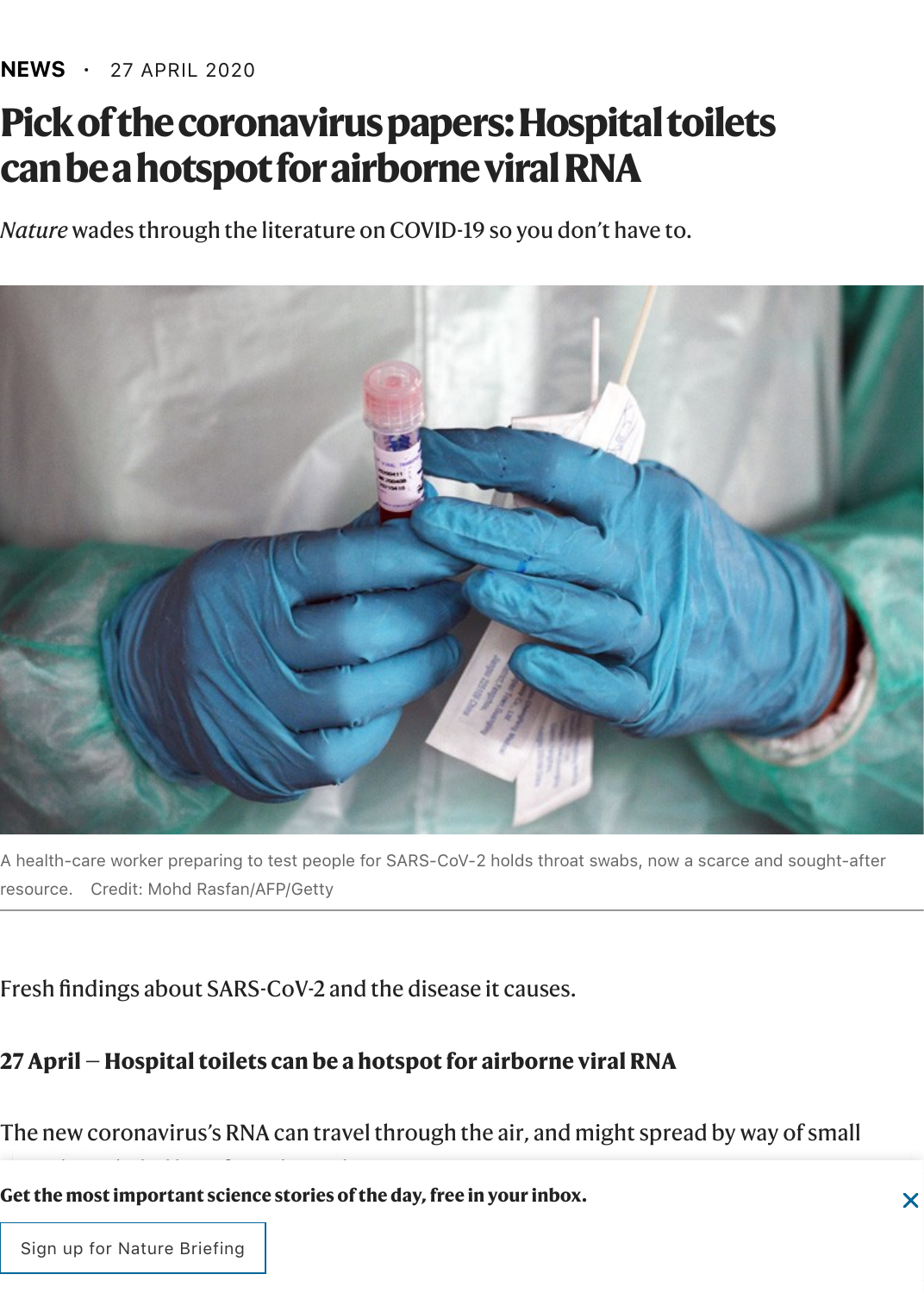NEWS • 27 APRIL 2020

# Pick of the coronavirus papers: Hospital toilets can be a hotspot for airborne viral RNA

*Nature* wades through the literature on COVID-19 so you don't have to.

A health-care worker preparing to test people for SARS-CoV-2 holds throat swabs, now a scarce and sought-after resource. Credit: Mohd Rasfan/AFP/Getty

Fresh findings about SARS-CoV-2 and the disease it causes.

## 27 April — Hospital toilets can be a hotspot for airborne viral RNA

The new coronavirus's RNA can travel through the air, and might spread by way of small

**Get the most important science stories of the day, free in your inbox.**

Sign up for Nature Briefing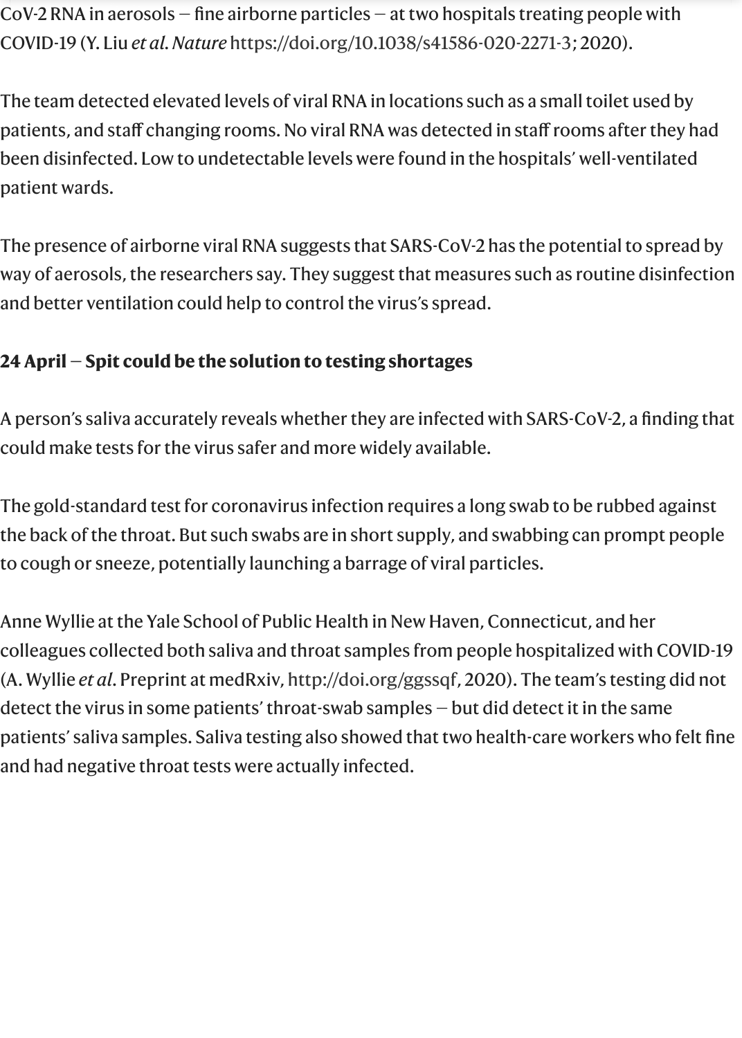CoV-2 RNA in aerosols — fine airborne particles — at two hospitals treating people with COVID-19 (Y. Liu *et al. Nature* https://doi.org/10.1038/s41586-020-2271-3; 2020).

The team detected elevated levels of viral RNA in locations such as a small toilet used by patients, and staff changing rooms. No viral RNA was detected in staff rooms after they had been disinfected. Low to undetectable levels were found in the hospitals' well-ventilated patient wards.

The presence of airborne viral RNA suggests that SARS-CoV-2 has the potential to spread by way of aerosols, the researchers say. They suggest that measures such as routine disinfection and better ventilation could help to control the virus's spread.

**24 April — Spit could be the solution to testing shortages**

A person's saliva accurately reveals whether they are infected with SARS-CoV-2, a finding that could make tests for the virus safer and more widely available.

The gold-standard test for coronavirus infection requires a long swab to be rubbed against the back of the throat. But such swabs are in short supply, and swabbing can prompt people to cough or sneeze, potentially launching a barrage of viral particles.

Anne Wyllie at the Yale School of Public Health in New Haven, Connecticut, and her colleagues collected both saliva and throat samples from people hospitalized with COVID-19 (A. Wyllie *et al.* Preprint at medRxiv, http://doi.org/ggssqf, 2020). The team's testing did not detect the virus in some patients' throat-swab samples — but did detect it in the same patients' saliva samples. Saliva testing also showed that two health-care workers who felt fine and had negative throat tests were actually infected.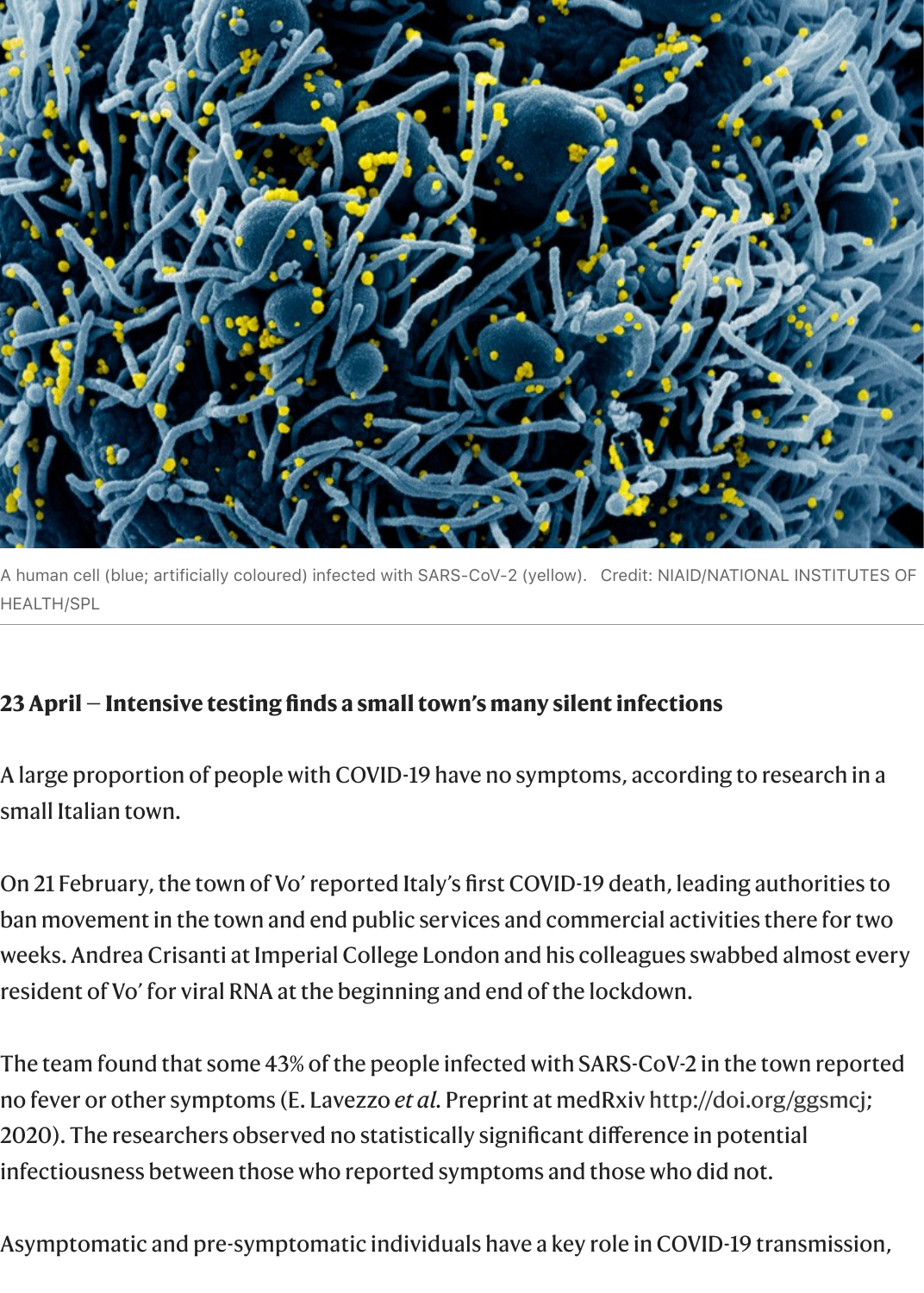A human cell (blue; artificially coloured) infected with SARS-CoV-2 (yellow). Credit: NIAID/NATIONAL INSTITUTES OF HEALTH/SPL

**23 April — Intensive testing finds a small town's many silent infections**

A large proportion of people with COVID-19 have no symptoms, according to research in a small Italian town.

On 21 February, the town of Vo' reported Italy's first COVID-19 death, leading authorities to ban movement in the town and end public services and commercial activities there for two weeks. Andrea Crisanti at Imperial College London and his colleagues swabbed almost every resident of Vo' for viral RNA at the beginning and end of the lockdown.

The team found that some 43% of the people infected with SARS-CoV-2 in the town reported no fever or other symptoms (E. Lavezzo *et al.* Preprint at medRxiv http://doi.org/ggsmcj; 2020). The researchers observed no statistically significant difference in potential infectiousness between those who reported symptoms and those who did not.

Asymptomatic and pre-symptomatic individuals have a key role in COVID-19 transmission,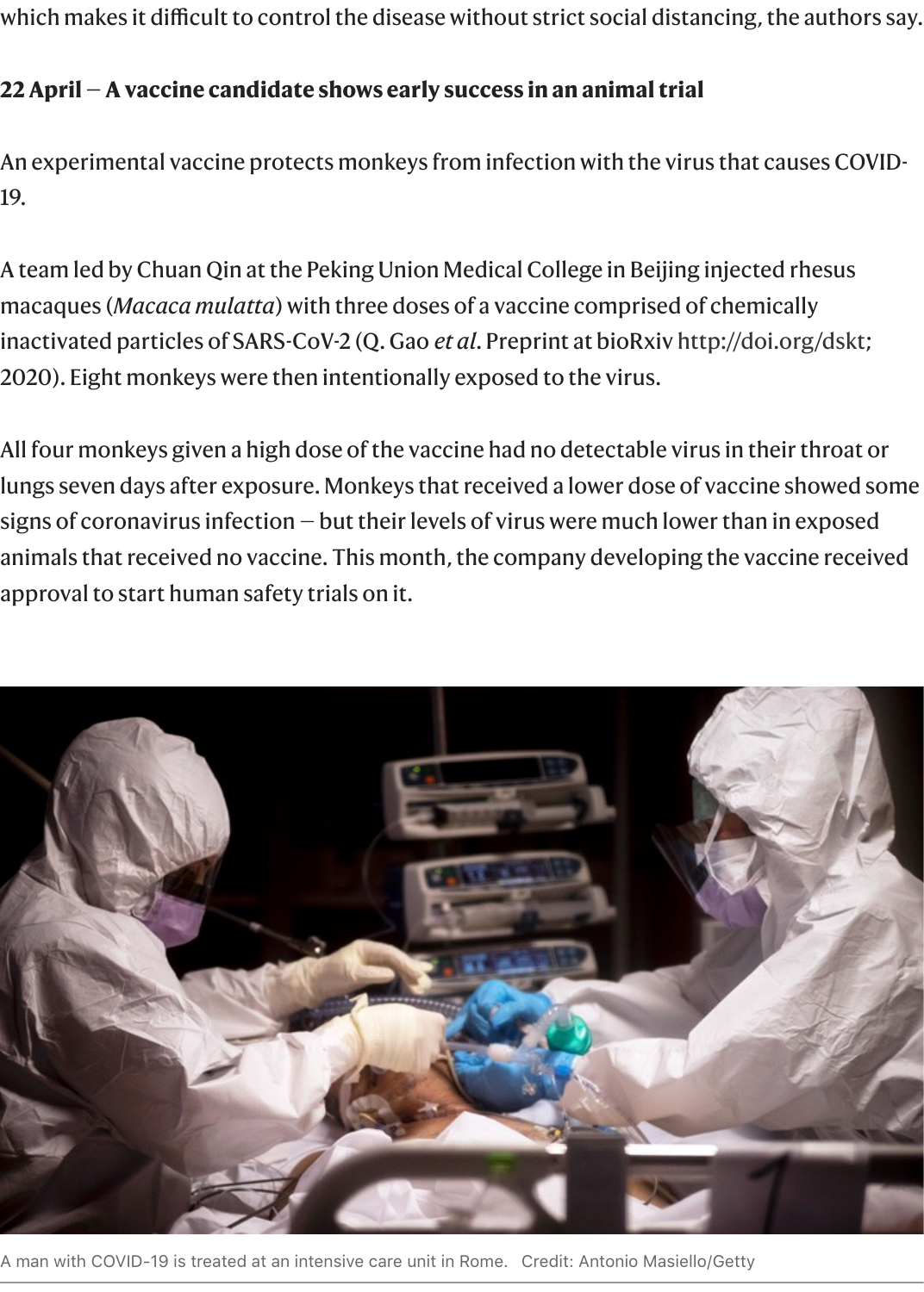which makes it difficult to control the disease without strict social distancing, the authors say.

**22 April — A vaccine candidate shows early success in an animal trial**

An experimental vaccine protects monkeys from infection with the virus that causes COVID-19.

A team led by Chuan Qin at the Peking Union Medical College in Beijing injected rhesus macaques (*Macaca mulatta*) with three doses of a vaccine comprised of chemically inactivated particles of SARS-CoV-2 (Q. Gao *et al*. Preprint at bioRxiv http://doi.org/dskt; 2020). Eight monkeys were then intentionally exposed to the virus.

All four monkeys given a high dose of the vaccine had no detectable virus in their throat or lungs seven days after exposure. Monkeys that received a lower dose of vaccine showed some signs of coronavirus infection — but their levels of virus were much lower than in exposed animals that received no vaccine. This month, the company developing the vaccine received approval to start human safety trials on it.

A man with COVID-19 is treated at an intensive care unit in Rome. Credit: Antonio Masiello/Getty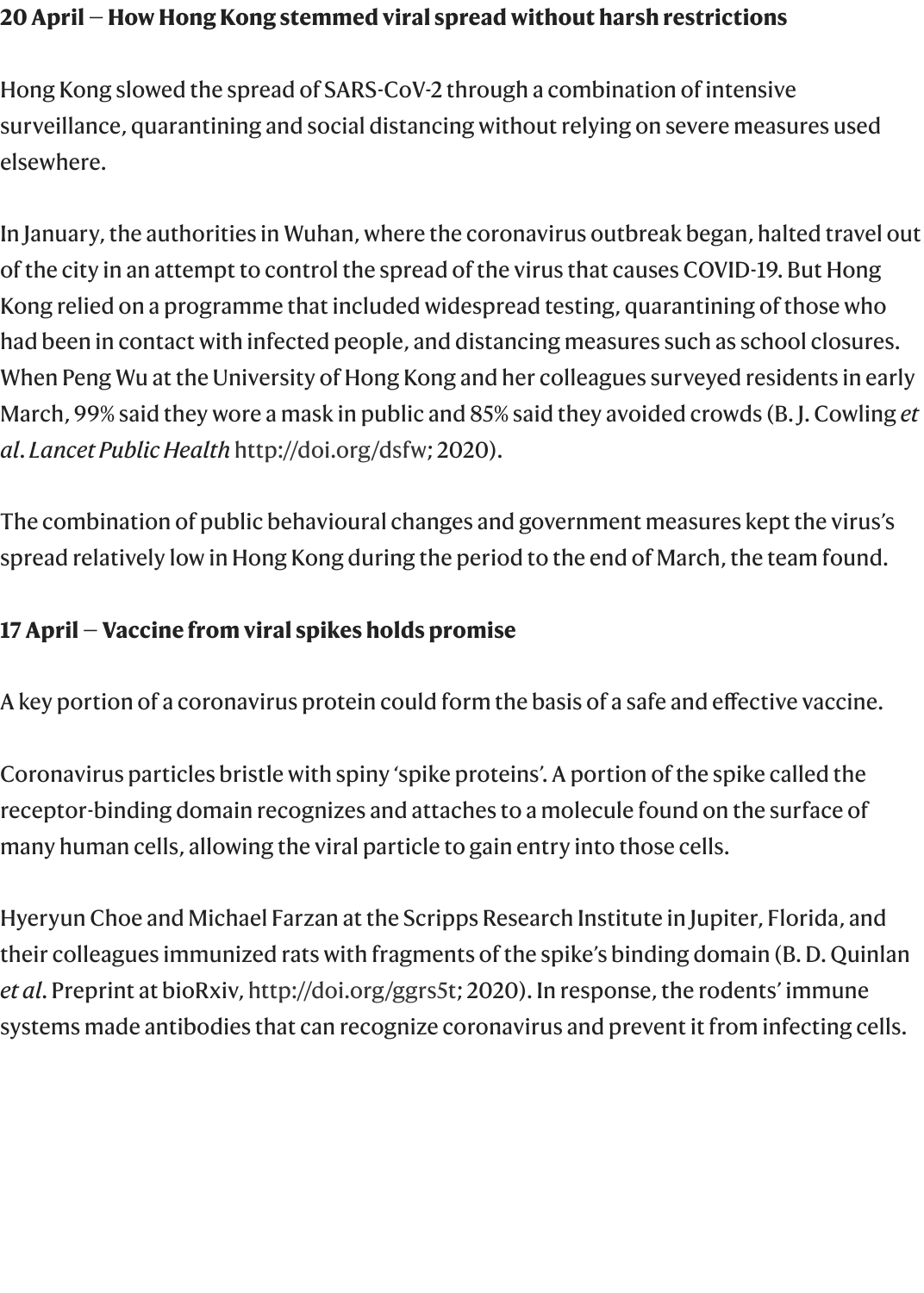**20 April — How Hong Kong stemmed viral spread without harsh restrictions**

Hong Kong slowed the spread of SARS-CoV-2 through a combination of intensive surveillance, quarantining and social distancing without relying on severe measures used elsewhere.

In January, the authorities in Wuhan, where the coronavirus outbreak began, halted travel out of the city in an attempt to control the spread of the virus that causes COVID-19. But Hong Kong relied on a programme that included widespread testing, quarantining of those who had been in contact with infected people, and distancing measures such as school closures. When Peng Wu at the University of Hong Kong and her colleagues surveyed residents in early March, 99% said they wore a mask in public and 85% said they avoided crowds (B. J. Cowling *et al*. *Lancet Public Health* http://doi.org/dsfw; 2020).

The combination of public behavioural changes and government measures kept the virus's spread relatively low in Hong Kong during the period to the end of March, the team found.

**17 April — Vaccine from viral spikes holds promise**

A key portion of a coronavirus protein could form the basis of a safe and effective vaccine.

Coronavirus particles bristle with spiny 'spike proteins'. A portion of the spike called the receptor-binding domain recognizes and attaches to a molecule found on the surface of many human cells, allowing the viral particle to gain entry into those cells.

Hyeryun Choe and Michael Farzan at the Scripps Research Institute in Jupiter, Florida, and their colleagues immunized rats with fragments of the spike's binding domain (B. D. Quinlan *et al*. Preprint at bioRxiv, http://doi.org/ggrs5t; 2020). In response, the rodents' immune systems made antibodies that can recognize coronavirus and prevent it from infecting cells.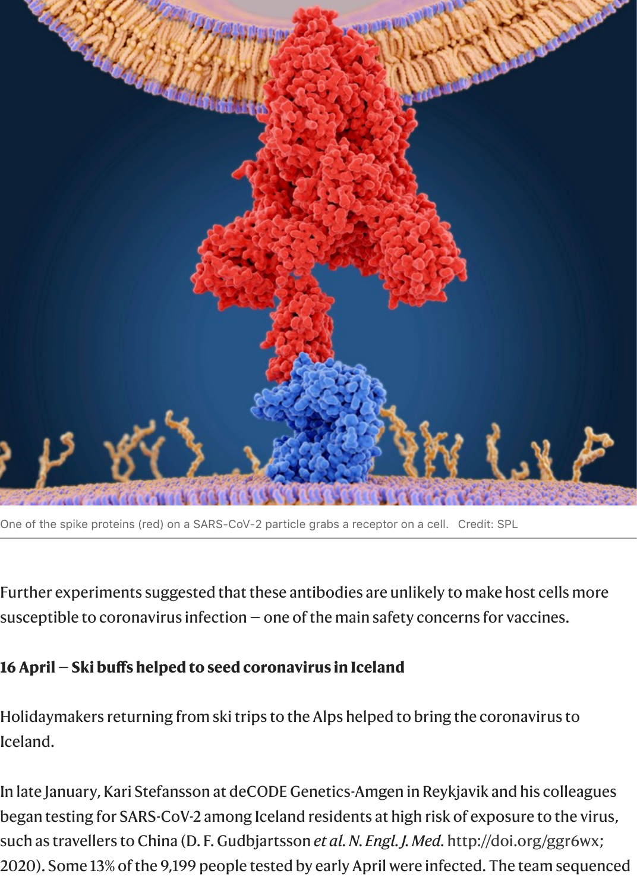One of the spike proteins (red) on a SARS-CoV-2 particle grabs a receptor on a cell. Credit: SPL

Further experiments suggested that these antibodies are unlikely to make host cells more susceptible to coronavirus infection — one of the main safety concerns for vaccines.

**16 April — Ski buffs helped to seed coronavirus in Iceland**

Holidaymakers returning from ski trips to the Alps helped to bring the coronavirus to Iceland.

In late January, Kari Stefansson at deCODE Genetics-Amgen in Reykjavik and his colleagues began testing for SARS-CoV-2 among Iceland residents at high risk of exposure to the virus, such as travellers to China (D. F. Gudbjartsson *et al. N. Engl. J. Med.* http://doi.org/ggr6wx; 2020). Some 13% of the 9,199 people tested by early April were infected. The team sequenced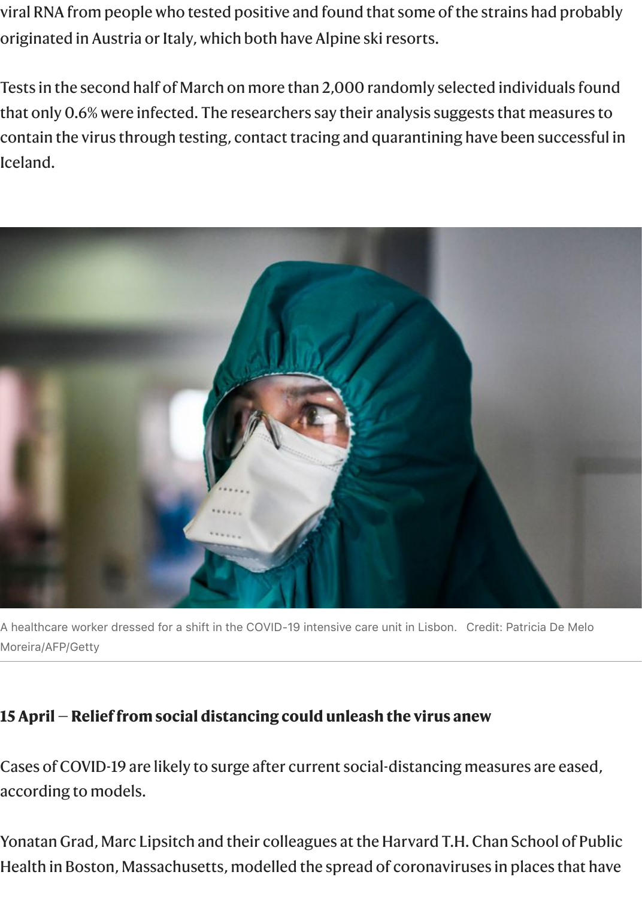viral RNA from people who tested positive and found that some of the strains had probably originated in Austria or Italy, which both have Alpine ski resorts.

Tests in the second half of March on more than 2,000 randomly selected individuals found that only 0.6% were infected. The researchers say their analysis suggests that measures to contain the virus through testing, contact tracing and quarantining have been successful in Iceland.

A healthcare worker dressed for a shift in the COVID-19 intensive care unit in Lisbon. Credit: Patricia De Melo Moreira/AFP/Getty

**15 April — Relief from social distancing could unleash the virus anew**

Cases of COVID-19 are likely to surge after current social-distancing measures are eased, according to models.

Yonatan Grad, Marc Lipsitch and their colleagues at the Harvard T.H. Chan School of Public Health in Boston, Massachusetts, modelled the spread of coronaviruses in places that have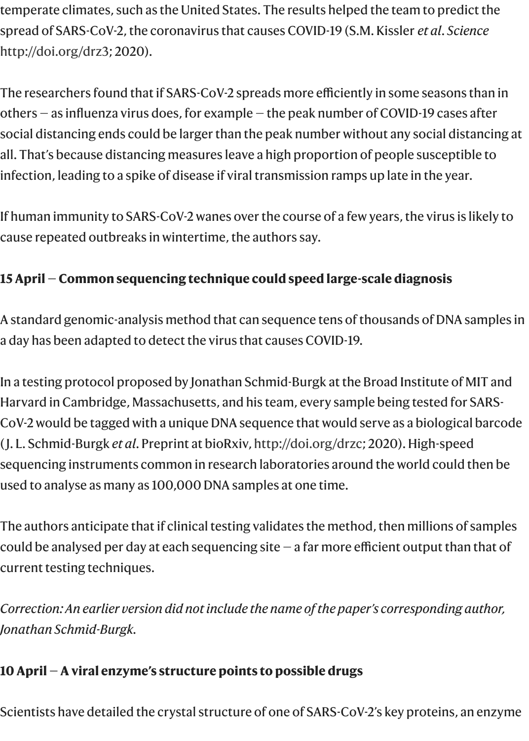temperate climates, such as the United States. The results helped the team to predict the spread of SARS-CoV-2, the coronavirus that causes COVID-19 (S.M. Kissler *et al. Science* http://doi.org/drz3; 2020).

The researchers found that if SARS-CoV-2 spreads more efficiently in some seasons than in others — as influenza virus does, for example — the peak number of COVID-19 cases after social distancing ends could be larger than the peak number without any social distancing at all. That's because distancing measures leave a high proportion of people susceptible to infection, leading to a spike of disease if viral transmission ramps up late in the year.

If human immunity to SARS-CoV-2 wanes over the course of a few years, the virus is likely to cause repeated outbreaks in wintertime, the authors say.

**15 April — Common sequencing technique could speed large-scale diagnosis**

A standard genomic-analysis method that can sequence tens of thousands of DNA samples in a day has been adapted to detect the virus that causes COVID-19.

In a testing protocol proposed by Jonathan Schmid-Burgk at the Broad Institute of MIT and Harvard in Cambridge, Massachusetts, and his team, every sample being tested for SARS-CoV-2 would be tagged with a unique DNA sequence that would serve as a biological barcode (J. L. Schmid-Burgk *et al.* Preprint at bioRxiv, http://doi.org/drzc; 2020). High-speed sequencing instruments common in research laboratories around the world could then be used to analyse as many as 100,000 DNA samples at one time.

The authors anticipate that if clinical testing validates the method, then millions of samples could be analysed per day at each sequencing site — a far more efficient output than that of current testing techniques.

*Correction: An earlier version did not include the name of the paper's corresponding author, Jonathan Schmid-Burgk.*

**10 April — A viral enzyme's structure points to possible drugs**

Scientists have detailed the crystal structure of one of SARS-CoV-2's key proteins, an enzyme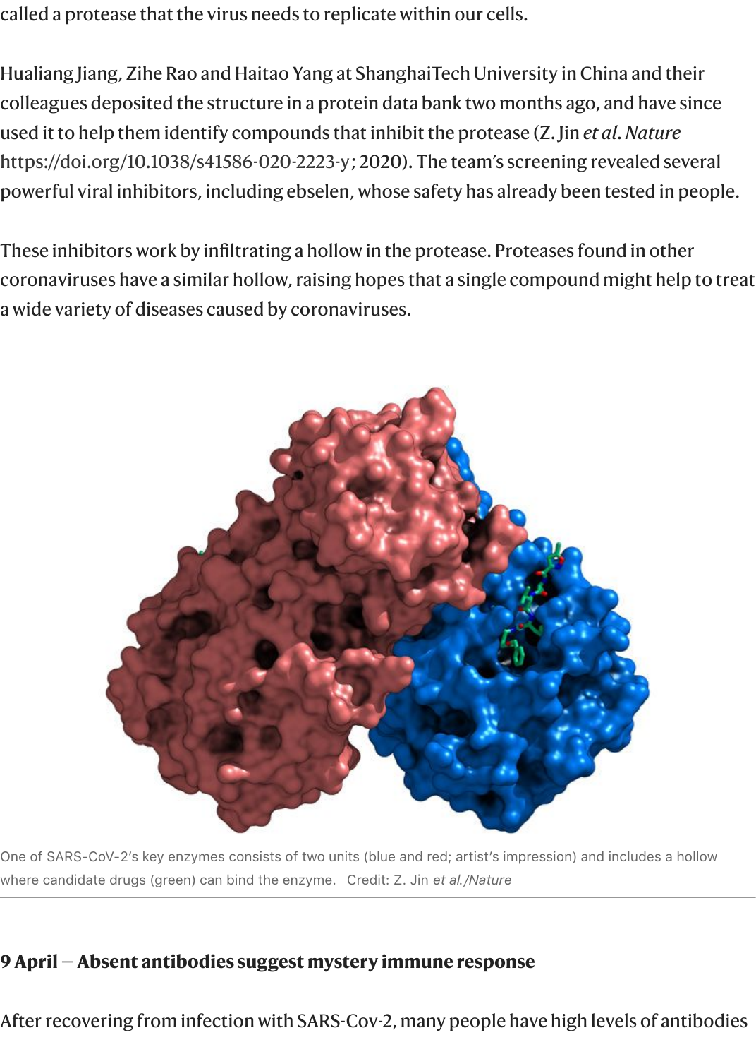called a protease that the virus needs to replicate within our cells.

Hualiang Jiang, Zihe Rao and Haitao Yang at ShanghaiTech University in China and their colleagues deposited the structure in a protein data bank two months ago, and have since used it to help them identify compounds that inhibit the protease (Z. Jin *et al*. *Nature* https://doi.org/10.1038/s41586-020-2223-y; 2020). The team's screening revealed several powerful viral inhibitors, including ebselen, whose safety has already been tested in people.

These inhibitors work by infiltrating a hollow in the protease. Proteases found in other coronaviruses have a similar hollow, raising hopes that a single compound might help to treat a wide variety of diseases caused by coronaviruses.

One of SARS-CoV-2's key enzymes consists of two units (blue and red; artist's impression) and includes a hollow where candidate drugs (green) can bind the enzyme. Credit: Z. Jin *et al./Nature*

### 9 April — Absent antibodies suggest mystery immune response

After recovering from infection with SARS-Cov-2, many people have high levels of antibodies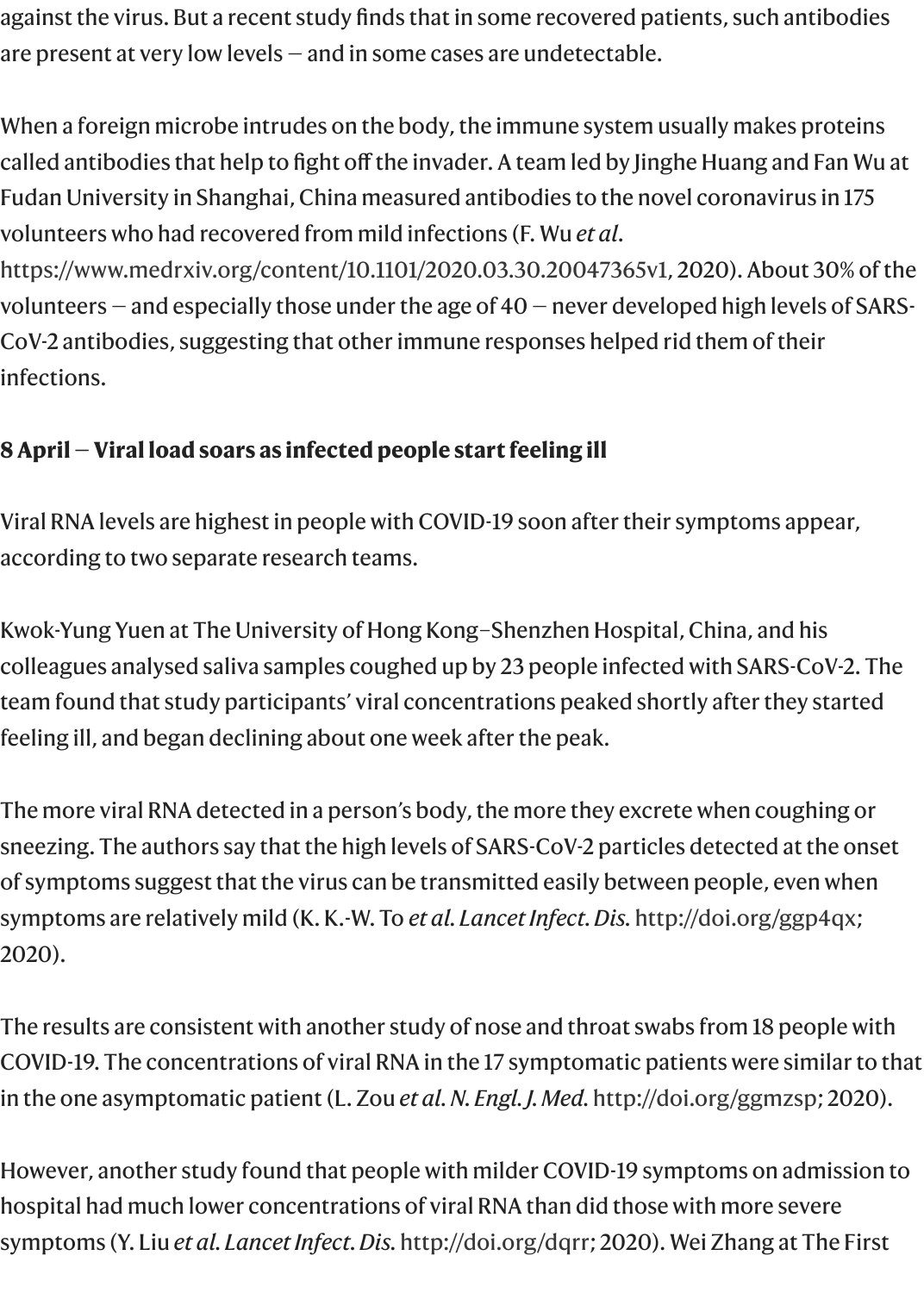against the virus. But a recent study finds that in some recovered patients, such antibodies are present at very low levels — and in some cases are undetectable.

When a foreign microbe intrudes on the body, the immune system usually makes proteins called antibodies that help to fight off the invader. A team led by Jinghe Huang and Fan Wu at Fudan University in Shanghai, China measured antibodies to the novel coronavirus in 175 volunteers who had recovered from mild infections (F. Wu *et al*. https://www.medrxiv.org/content/10.1101/2020.03.30.20047365v1, 2020). About 30% of the volunteers — and especially those under the age of 40 — never developed high levels of SARS-CoV-2 antibodies, suggesting that other immune responses helped rid them of their infections.

**8 April — Viral load soars as infected people start feeling ill**

Viral RNA levels are highest in people with COVID-19 soon after their symptoms appear, according to two separate research teams.

Kwok-Yung Yuen at The University of Hong Kong–Shenzhen Hospital, China, and his colleagues analysed saliva samples coughed up by 23 people infected with SARS-CoV-2. The team found that study participants' viral concentrations peaked shortly after they started feeling ill, and began declining about one week after the peak.

The more viral RNA detected in a person's body, the more they excrete when coughing or sneezing. The authors say that the high levels of SARS-CoV-2 particles detected at the onset of symptoms suggest that the virus can be transmitted easily between people, even when symptoms are relatively mild (K. K.-W. To *et al. Lancet Infect. Dis.* http://doi.org/ggp4qx; 2020).

The results are consistent with another study of nose and throat swabs from 18 people with COVID-19. The concentrations of viral RNA in the 17 symptomatic patients were similar to that in the one asymptomatic patient (L. Zou *et al. N. Engl. J. Med.* http://doi.org/ggmzsp; 2020).

However, another study found that people with milder COVID-19 symptoms on admission to hospital had much lower concentrations of viral RNA than did those with more severe symptoms (Y. Liu *et al. Lancet Infect. Dis.* http://doi.org/dqrr; 2020). Wei Zhang at The First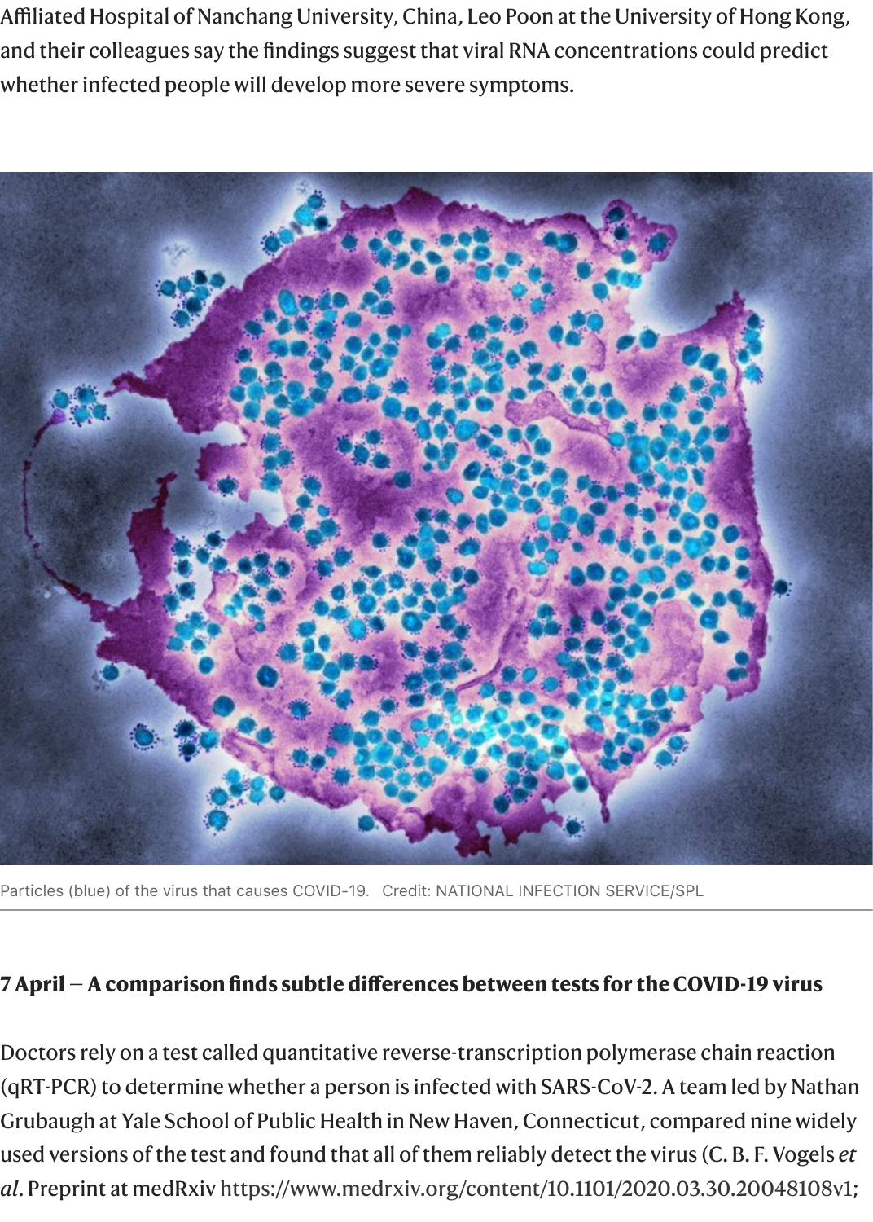Affiliated Hospital of Nanchang University, China, Leo Poon at the University of Hong Kong, and their colleagues say the findings suggest that viral RNA concentrations could predict whether infected people will develop more severe symptoms.

Particles (blue) of the virus that causes COVID-19. Credit: NATIONAL INFECTION SERVICE/SPL

### 7 April — A comparison finds subtle differences between tests for the COVID-19 virus

Doctors rely on a test called quantitative reverse-transcription polymerase chain reaction (qRT-PCR) to determine whether a person is infected with SARS-CoV-2. A team led by Nathan Grubaugh at Yale School of Public Health in New Haven, Connecticut, compared nine widely used versions of the test and found that all of them reliably detect the virus (C. B. F. Vogels *et al*. Preprint at medRxiv https://www.medrxiv.org/content/10.1101/2020.03.30.20048108v1;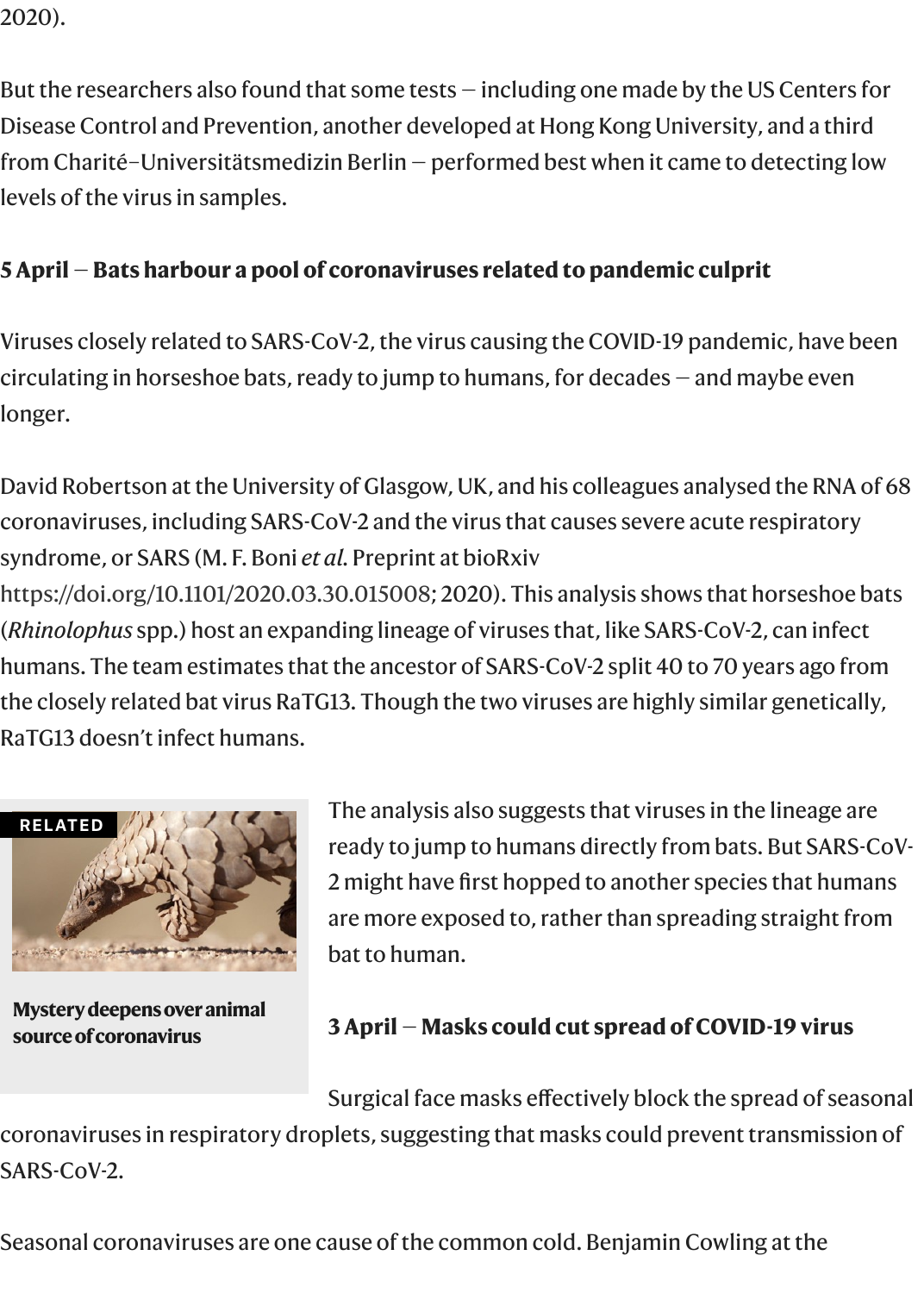2020).

But the researchers also found that some tests — including one made by the US Centers for Disease Control and Prevention, another developed at Hong Kong University, and a third from Charité–Universitätsmedizin Berlin — performed best when it came to detecting low levels of the virus in samples.

**5 April — Bats harbour a pool of coronaviruses related to pandemic culprit**

Viruses closely related to SARS-CoV-2, the virus causing the COVID-19 pandemic, have been circulating in horseshoe bats, ready to jump to humans, for decades — and maybe even longer.

David Robertson at the University of Glasgow, UK, and his colleagues analysed the RNA of 68 coronaviruses, including SARS-CoV-2 and the virus that causes severe acute respiratory syndrome, or SARS (M. F. Boni *et al.* Preprint at bioRxiv https://doi.org/10.1101/2020.03.30.015008; 2020). This analysis shows that horseshoe bats (*Rhinolophus* spp.) host an expanding lineage of viruses that, like SARS-CoV-2, can infect humans. The team estimates that the ancestor of SARS-CoV-2 split 40 to 70 years ago from the closely related bat virus RaTG13. Though the two viruses are highly similar genetically, RaTG13 doesn't infect humans.

RELATED

**Mystery deepens over animal source of coronavirus**

The analysis also suggests that viruses in the lineage are ready to jump to humans directly from bats. But SARS-CoV-2 might have first hopped to another species that humans are more exposed to, rather than spreading straight from bat to human.

**3 April — Masks could cut spread of COVID-19 virus**

Surgical face masks effectively block the spread of seasonal coronaviruses in respiratory droplets, suggesting that masks could prevent transmission of SARS-CoV-2.

Seasonal coronaviruses are one cause of the common cold. Benjamin Cowling at the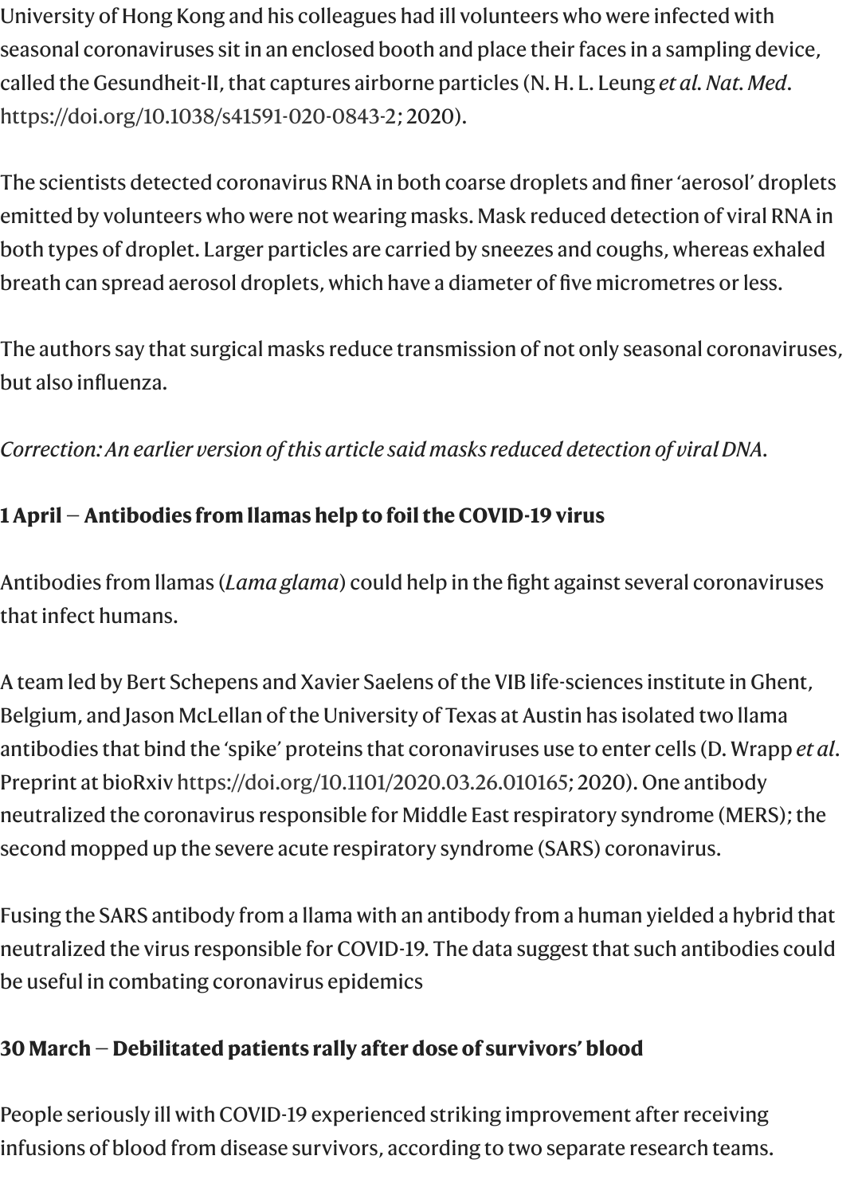University of Hong Kong and his colleagues had ill volunteers who were infected with seasonal coronaviruses sit in an enclosed booth and place their faces in a sampling device, called the Gesundheit-II, that captures airborne particles (N. H. L. Leung *et al. Nat. Med*. https://doi.org/10.1038/s41591-020-0843-2; 2020).

The scientists detected coronavirus RNA in both coarse droplets and finer 'aerosol' droplets emitted by volunteers who were not wearing masks. Mask reduced detection of viral RNA in both types of droplet. Larger particles are carried by sneezes and coughs, whereas exhaled breath can spread aerosol droplets, which have a diameter of five micrometres or less.

The authors say that surgical masks reduce transmission of not only seasonal coronaviruses, but also influenza.

*Correction: An earlier version of this article said masks reduced detection of viral DNA.*

**1 April — Antibodies from llamas help to foil the COVID-19 virus**

Antibodies from llamas (*Lama glama*) could help in the fight against several coronaviruses that infect humans.

A team led by Bert Schepens and Xavier Saelens of the VIB life-sciences institute in Ghent, Belgium, and Jason McLellan of the University of Texas at Austin has isolated two llama antibodies that bind the 'spike' proteins that coronaviruses use to enter cells (D. Wrapp *et al*. Preprint at bioRxiv https://doi.org/10.1101/2020.03.26.010165; 2020). One antibody neutralized the coronavirus responsible for Middle East respiratory syndrome (MERS); the second mopped up the severe acute respiratory syndrome (SARS) coronavirus.

Fusing the SARS antibody from a llama with an antibody from a human yielded a hybrid that neutralized the virus responsible for COVID-19. The data suggest that such antibodies could be useful in combating coronavirus epidemics

**30 March — Debilitated patients rally after dose of survivors' blood**

People seriously ill with COVID-19 experienced striking improvement after receiving infusions of blood from disease survivors, according to two separate research teams.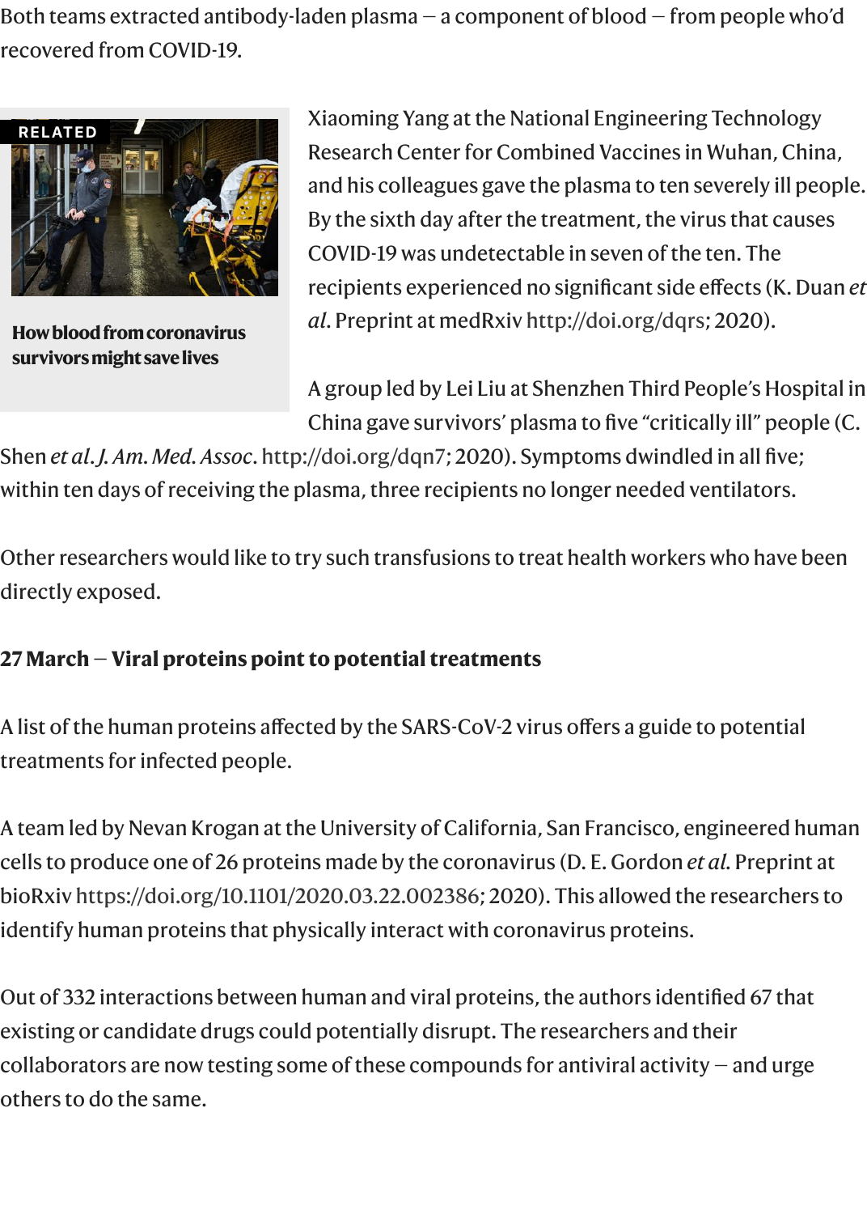Both teams extracted antibody-laden plasma — a component of blood — from people who'd recovered from COVID-19.

RELATED

**How blood from coronavirus survivors might save lives**

Xiaoming Yang at the National Engineering Technology Research Center for Combined Vaccines in Wuhan, China, and his colleagues gave the plasma to ten severely ill people. By the sixth day after the treatment, the virus that causes COVID-19 was undetectable in seven of the ten. The recipients experienced no significant side effects (K. Duan *et al.* Preprint at medRxiv http://doi.org/dqrs; 2020).

A group led by Lei Liu at Shenzhen Third People's Hospital in China gave survivors' plasma to five "critically ill" people (C. Shen *et al. J. Am. Med. Assoc.* http://doi.org/dqn7; 2020). Symptoms dwindled in all five; within ten days of receiving the plasma, three recipients no longer needed ventilators.

Other researchers would like to try such transfusions to treat health workers who have been directly exposed.

**27 March — Viral proteins point to potential treatments**

A list of the human proteins affected by the SARS-CoV-2 virus offers a guide to potential treatments for infected people.

A team led by Nevan Krogan at the University of California, San Francisco, engineered human cells to produce one of 26 proteins made by the coronavirus (D. E. Gordon *et al.* Preprint at bioRxiv https://doi.org/10.1101/2020.03.22.002386; 2020). This allowed the researchers to identify human proteins that physically interact with coronavirus proteins.

Out of 332 interactions between human and viral proteins, the authors identified 67 that existing or candidate drugs could potentially disrupt. The researchers and their collaborators are now testing some of these compounds for antiviral activity — and urge others to do the same.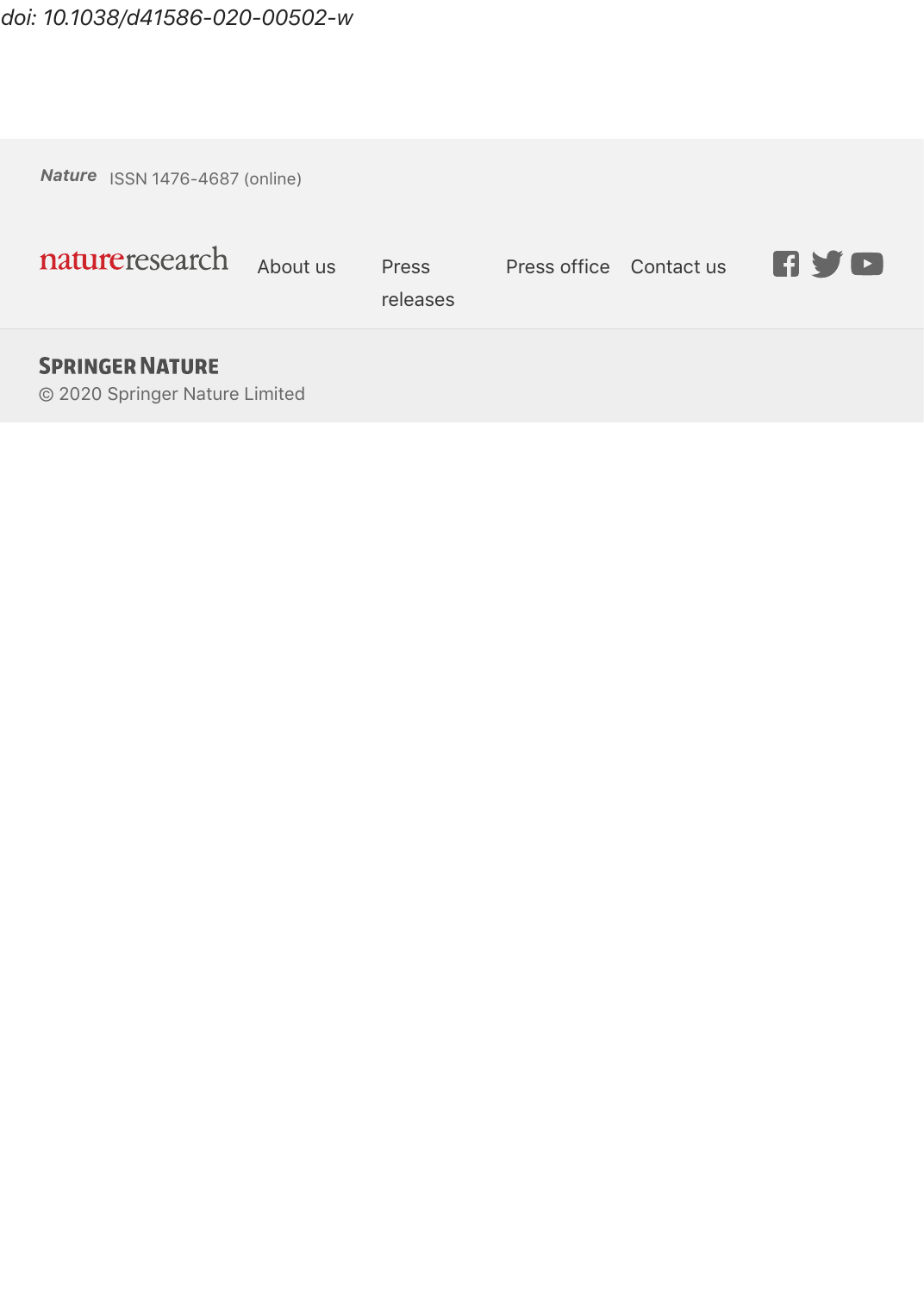*doi: 10.1038/d41586-020-00502-w*

*Nature* ISSN 1476-4687 (online)

natureresearch About us Press releases Press office Contact us

SPRINGER NATURE

© 2020 Springer Nature Limited